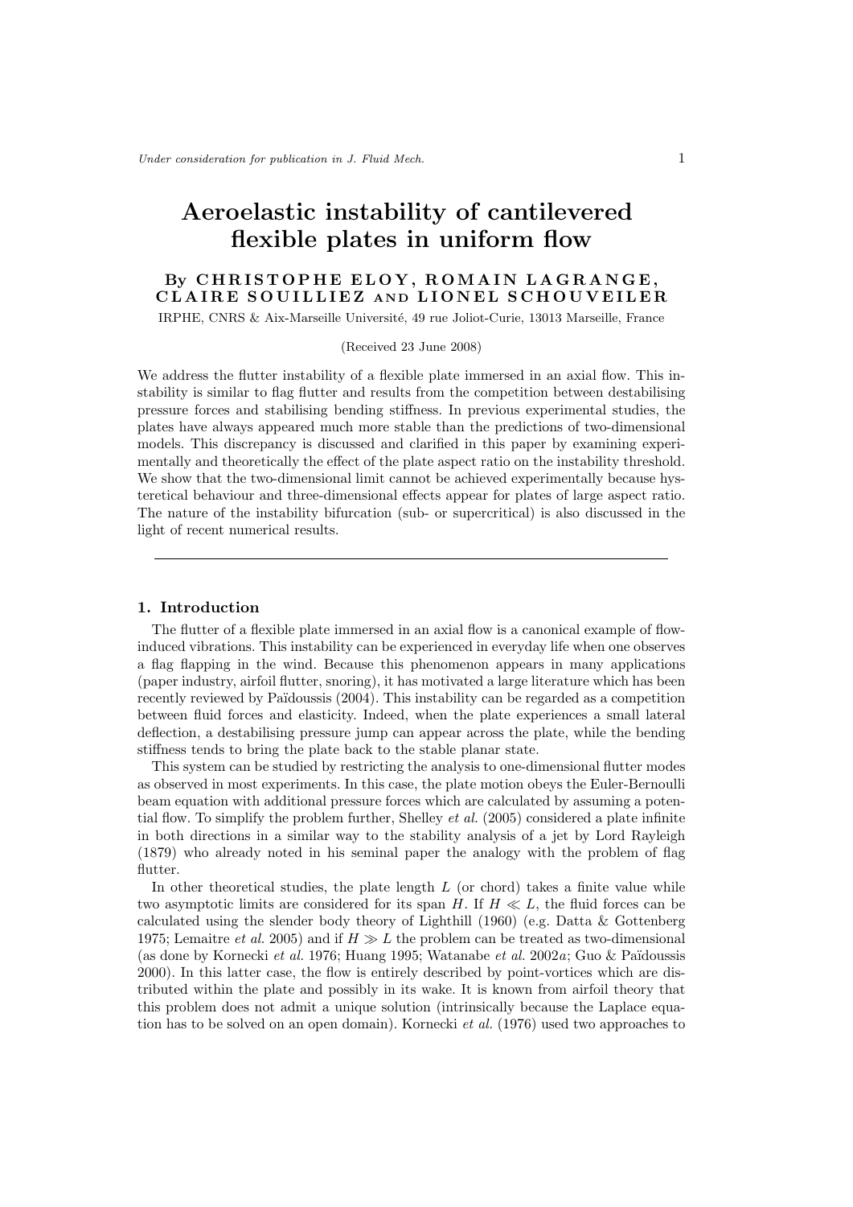*Under consideration for publication in J. Fluid Mech.*

# Aeroelastic instability of cantilevered flexible plates in uniform flow

By **CHRISTOPHE ELOY, ROMAIN LAGRANGE, CLAIRE SOUILLIEZ AND LIONEL SCHOUVEILER**

IRPHE, CNRS & Aix-Marseille Université, 49 rue Joliot-Curie, 13013 Marseille, France

(Received 23 June 2008)

We address the flutter instability of a flexible plate immersed in an axial flow. This instability is similar to flag flutter and results from the competition between destabilising pressure forces and stabilising bending stiffness. In previous experimental studies, the plates have always appeared much more stable than the predictions of two-dimensional models. This discrepancy is discussed and clarified in this paper by examining experimentally and theoretically the effect of the plate aspect ratio on the instability threshold. We show that the two-dimensional limit cannot be achieved experimentally because hysteretical behaviour and three-dimensional effects appear for plates of large aspect ratio. The nature of the instability bifurcation (sub- or supercritical) is also discussed in the light of recent numerical results.

---

## 1. Introduction

The flutter of a flexible plate immersed in an axial flow is a canonical example of flow-induced vibrations. This instability can be experienced in everyday life when one observes a flag flapping in the wind. Because this phenomenon appears in many applications (paper industry, airfoil flutter, snoring), it has motivated a large literature which has been recently reviewed by Païdoussis (2004). This instability can be regarded as a competition between fluid forces and elasticity. Indeed, when the plate experiences a small lateral deflection, a destabilising pressure jump can appear across the plate, while the bending stiffness tends to bring the plate back to the stable planar state.

This system can be studied by restricting the analysis to one-dimensional flutter modes as observed in most experiments. In this case, the plate motion obeys the Euler-Bernoulli beam equation with additional pressure forces which are calculated by assuming a potential flow. To simplify the problem further, Shelley *et al.* (2005) considered a plate infinite in both directions in a similar way to the stability analysis of a jet by Lord Rayleigh (1879) who already noted in his seminal paper the analogy with the problem of flag flutter.

In other theoretical studies, the plate length $L$ (or chord) takes a finite value while two asymptotic limits are considered for its span $H$. If $H \ll L$, the fluid forces can be calculated using the slender body theory of Lighthill (1960) (e.g. Datta & Gottenberg 1975; Lemaitre *et al.* 2005) and if $H \gg L$ the problem can be treated as two-dimensional (as done by Kornecki *et al.* 1976; Huang 1995; Watanabe *et al.* 2002*a*; Guo & Païdoussis 2000). In this latter case, the flow is entirely described by point-vortices which are distributed within the plate and possibly in its wake. It is known from airfoil theory that this problem does not admit a unique solution (intrinsically because the Laplace equation has to be solved on an open domain). Kornecki *et al.* (1976) used two approaches to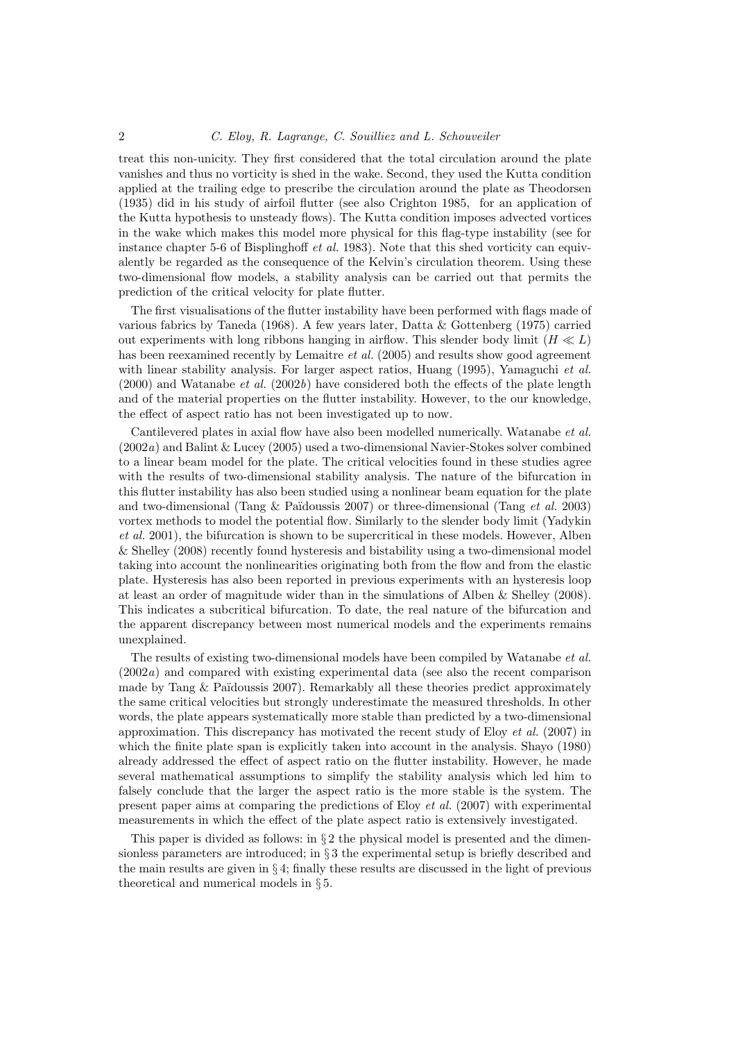treat this non-unicity. They first considered that the total circulation around the plate vanishes and thus no vorticity is shed in the wake. Second, they used the Kutta condition applied at the trailing edge to prescribe the circulation around the plate as Theodorsen (1935) did in his study of airfoil flutter (see also Crighton 1985, for an application of the Kutta hypothesis to unsteady flows). The Kutta condition imposes advected vortices in the wake which makes this model more physical for this flag-type instability (see for instance chapter 5-6 of Bisplinghoff *et al.* 1983). Note that this shed vorticity can equivalently be regarded as the consequence of the Kelvin's circulation theorem. Using these two-dimensional flow models, a stability analysis can be carried out that permits the prediction of the critical velocity for plate flutter.

The first visualisations of the flutter instability have been performed with flags made of various fabrics by Taneda (1968). A few years later, Datta & Gottenberg (1975) carried out experiments with long ribbons hanging in airflow. This slender body limit ($H \ll L$) has been reexamined recently by Lemaitre *et al.* (2005) and results show good agreement with linear stability analysis. For larger aspect ratios, Huang (1995), Yamaguchi *et al.* (2000) and Watanabe *et al.* (2002*b*) have considered both the effects of the plate length and of the material properties on the flutter instability. However, to the our knowledge, the effect of aspect ratio has not been investigated up to now.

Cantilevered plates in axial flow have also been modelled numerically. Watanabe *et al.* (2002*a*) and Balint & Lucey (2005) used a two-dimensional Navier-Stokes solver combined to a linear beam model for the plate. The critical velocities found in these studies agree with the results of two-dimensional stability analysis. The nature of the bifurcation in this flutter instability has also been studied using a nonlinear beam equation for the plate and two-dimensional (Tang & Païdoussis 2007) or three-dimensional (Tang *et al.* 2003) vortex methods to model the potential flow. Similarly to the slender body limit (Yadykin *et al.* 2001), the bifurcation is shown to be supercritical in these models. However, Alben & Shelley (2008) recently found hysteresis and bistability using a two-dimensional model taking into account the nonlinearities originating both from the flow and from the elastic plate. Hysteresis has also been reported in previous experiments with an hysteresis loop at least an order of magnitude wider than in the simulations of Alben & Shelley (2008). This indicates a subcritical bifurcation. To date, the real nature of the bifurcation and the apparent discrepancy between most numerical models and the experiments remains unexplained.

The results of existing two-dimensional models have been compiled by Watanabe *et al.* (2002*a*) and compared with existing experimental data (see also the recent comparison made by Tang & Païdoussis 2007). Remarkably all these theories predict approximately the same critical velocities but strongly underestimate the measured thresholds. In other words, the plate appears systematically more stable than predicted by a two-dimensional approximation. This discrepancy has motivated the recent study of Eloy *et al.* (2007) in which the finite plate span is explicitly taken into account in the analysis. Shayo (1980) already addressed the effect of aspect ratio on the flutter instability. However, he made several mathematical assumptions to simplify the stability analysis which led him to falsely conclude that the larger the aspect ratio is the more stable is the system. The present paper aims at comparing the predictions of Eloy *et al.* (2007) with experimental measurements in which the effect of the plate aspect ratio is extensively investigated.

This paper is divided as follows: in § 2 the physical model is presented and the dimensionless parameters are introduced; in § 3 the experimental setup is briefly described and the main results are given in § 4; finally these results are discussed in the light of previous theoretical and numerical models in § 5.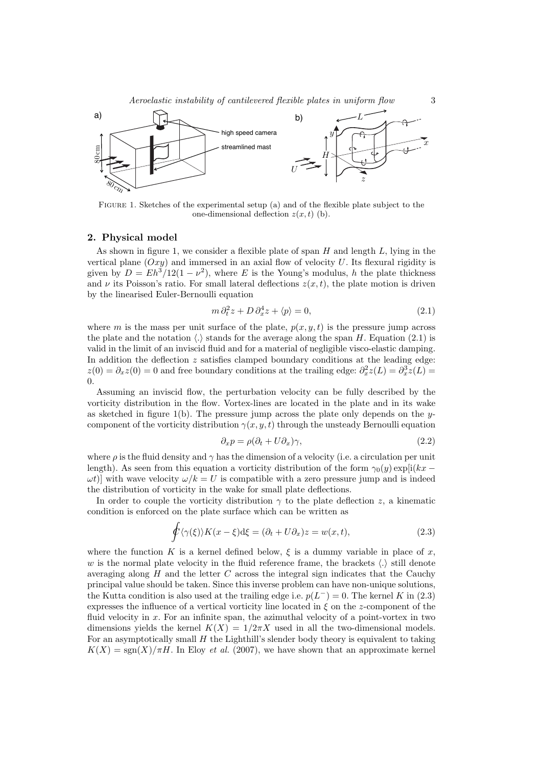FIGURE 1. Sketches of the experimental setup (a) and of the flexible plate subject to the one-dimensional deflection $z(x,t)$ (b).

## 2. Physical model

As shown in figure 1, we consider a flexible plate of span $H$ and length $L$, lying in the vertical plane $(Oxy)$ and immersed in an axial flow of velocity $U$. Its flexural rigidity is given by $D = Eh^3/12(1-\nu^2)$, where $E$ is the Young's modulus, $h$ the plate thickness and $\nu$ its Poisson's ratio. For small lateral deflections $z(x,t)$, the plate motion is driven by the linearised Euler-Bernoulli equation

$$m\,\partial_t^2 z + D\,\partial_x^4 z + \langle p \rangle = 0, \tag{2.1}$$

where $m$ is the mass per unit surface of the plate, $p(x,y,t)$ is the pressure jump across the plate and the notation $\langle . \rangle$ stands for the average along the span $H$. Equation (2.1) is valid in the limit of an inviscid fluid and for a material of negligible visco-elastic damping. In addition the deflection $z$ satisfies clamped boundary conditions at the leading edge: $z(0) = \partial_x z(0) = 0$ and free boundary conditions at the trailing edge: $\partial_x^2 z(L) = \partial_x^3 z(L) = 0$.

Assuming an inviscid flow, the perturbation velocity can be fully described by the vorticity distribution in the flow. Vortex-lines are located in the plate and in its wake as sketched in figure 1(b). The pressure jump across the plate only depends on the $y$-component of the vorticity distribution $\gamma(x,y,t)$ through the unsteady Bernoulli equation

$$\partial_x p = \rho(\partial_t + U\partial_x)\gamma, \tag{2.2}$$

where $\rho$ is the fluid density and $\gamma$ has the dimension of a velocity (i.e. a circulation per unit length). As seen from this equation a vorticity distribution of the form $\gamma_0(y)\exp[\mathrm{i}(kx - \omega t)]$ with wave velocity $\omega/k = U$ is compatible with a zero pressure jump and is indeed the distribution of vorticity in the wake for small plate deflections.

In order to couple the vorticity distribution $\gamma$ to the plate deflection $z$, a kinematic condition is enforced on the plate surface which can be written as

$$\oint \langle \gamma(\xi) \rangle K(x-\xi)\mathrm{d}\xi = (\partial_t + U\partial_x)z = w(x,t), \tag{2.3}$$

where the function $K$ is a kernel defined below, $\xi$ is a dummy variable in place of $x$, $w$ is the normal plate velocity in the fluid reference frame, the brackets $\langle . \rangle$ still denote averaging along $H$ and the letter $C$ across the integral sign indicates that the Cauchy principal value should be taken. Since this inverse problem can have non-unique solutions, the Kutta condition is also used at the trailing edge i.e. $p(L^-) = 0$. The kernel $K$ in (2.3) expresses the influence of a vertical vorticity line located in $\xi$ on the $z$-component of the fluid velocity in $x$. For an infinite span, the azimuthal velocity of a point-vortex in two dimensions yields the kernel $K(X) = 1/2\pi X$ used in all the two-dimensional models. For an asymptotically small $H$ the Lighthill's slender body theory is equivalent to taking $K(X) = \mathrm{sgn}(X)/\pi H$. In Eloy *et al.* (2007), we have shown that an approximate kernel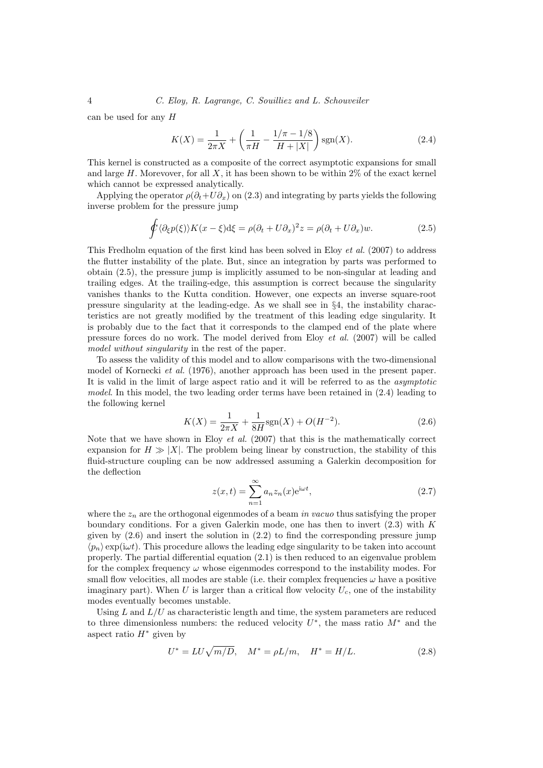can be used for any $H$

$$K(X) = \frac{1}{2\pi X} + \left(\frac{1}{\pi H} - \frac{1/\pi - 1/8}{H + |X|}\right) \mathrm{sgn}(X). \tag{2.4}$$

This kernel is constructed as a composite of the correct asymptotic expansions for small and large $H$. Moreover, for all $X$, it has been shown to be within 2% of the exact kernel which cannot be expressed analytically.

Applying the operator $\rho(\partial_t + U\partial_x)$ on (2.3) and integrating by parts yields the following inverse problem for the pressure jump

$$\oint \langle \partial_\xi p(\xi) \rangle K(x - \xi) \mathrm{d}\xi = \rho(\partial_t + U\partial_x)^2 z = \rho(\partial_t + U\partial_x) w. \tag{2.5}$$

This Fredholm equation of the first kind has been solved in Eloy *et al.* (2007) to address the flutter instability of the plate. But, since an integration by parts was performed to obtain (2.5), the pressure jump is implicitly assumed to be non-singular at leading and trailing edges. At the trailing-edge, this assumption is correct because the singularity vanishes thanks to the Kutta condition. However, one expects an inverse square-root pressure singularity at the leading-edge. As we shall see in §4, the instability characteristics are not greatly modified by the treatment of this leading edge singularity. It is probably due to the fact that it corresponds to the clamped end of the plate where pressure forces do no work. The model derived from Eloy *et al.* (2007) will be called *model without singularity* in the rest of the paper.

To assess the validity of this model and to allow comparisons with the two-dimensional model of Kornecki *et al.* (1976), another approach has been used in the present paper. It is valid in the limit of large aspect ratio and it will be referred to as the *asymptotic model*. In this model, the two leading order terms have been retained in (2.4) leading to the following kernel

$$K(X) = \frac{1}{2\pi X} + \frac{1}{8H} \mathrm{sgn}(X) + O(H^{-2}). \tag{2.6}$$

Note that we have shown in Eloy *et al.* (2007) that this is the mathematically correct expansion for $H \gg |X|$. The problem being linear by construction, the stability of this fluid-structure coupling can be now addressed assuming a Galerkin decomposition for the deflection

$$z(x, t) = \sum_{n=1}^{\infty} a_n z_n(x) \mathrm{e}^{\mathrm{i}\omega t}, \tag{2.7}$$

where the $z_n$ are the orthogonal eigenmodes of a beam *in vacuo* thus satisfying the proper boundary conditions. For a given Galerkin mode, one has then to invert (2.3) with $K$ given by (2.6) and insert the solution in (2.2) to find the corresponding pressure jump $\langle p_n \rangle \exp(\mathrm{i}\omega t)$. This procedure allows the leading edge singularity to be taken into account properly. The partial differential equation (2.1) is then reduced to an eigenvalue problem for the complex frequency $\omega$ whose eigenmodes correspond to the instability modes. For small flow velocities, all modes are stable (i.e. their complex frequencies $\omega$ have a positive imaginary part). When $U$ is larger than a critical flow velocity $U_c$, one of the instability modes eventually becomes unstable.

Using $L$ and $L/U$ as characteristic length and time, the system parameters are reduced to three dimensionless numbers: the reduced velocity $U^*$, the mass ratio $M^*$ and the aspect ratio $H^*$ given by

$$U^* = LU\sqrt{m/D}, \quad M^* = \rho L/m, \quad H^* = H/L. \tag{2.8}$$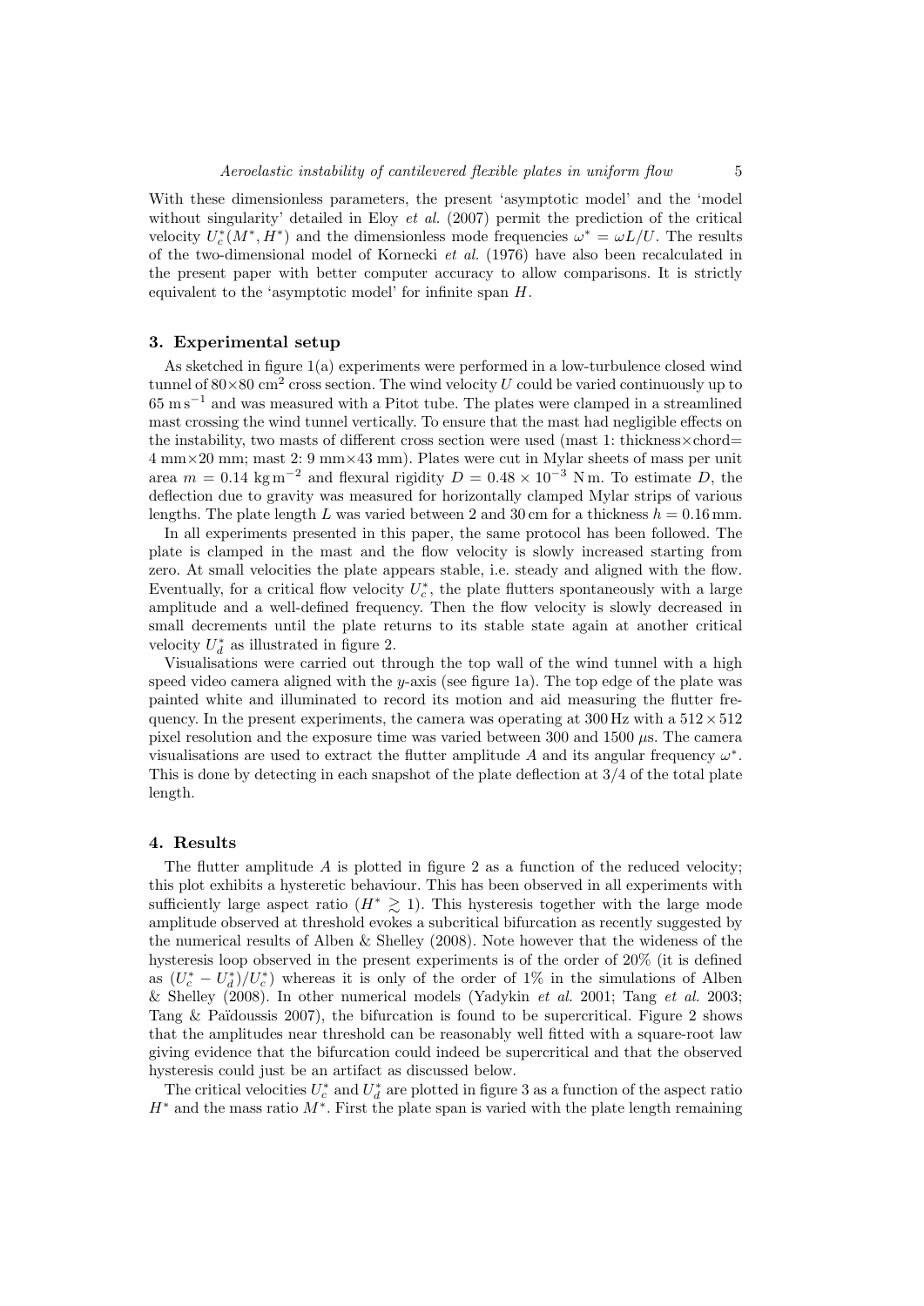With these dimensionless parameters, the present 'asymptotic model' and the 'model without singularity' detailed in Eloy *et al.* (2007) permit the prediction of the critical velocity $U_c^*(M^*, H^*)$ and the dimensionless mode frequencies $\omega^* = \omega L/U$. The results of the two-dimensional model of Kornecki *et al.* (1976) have also been recalculated in the present paper with better computer accuracy to allow comparisons. It is strictly equivalent to the 'asymptotic model' for infinite span $H$.

## 3. Experimental setup

As sketched in figure 1(a) experiments were performed in a low-turbulence closed wind tunnel of $80\times80$ cm$^2$ cross section. The wind velocity $U$ could be varied continuously up to $65$ m s$^{-1}$ and was measured with a Pitot tube. The plates were clamped in a streamlined mast crossing the wind tunnel vertically. To ensure that the mast had negligible effects on the instability, two masts of different cross section were used (mast 1: thickness$\times$chord= 4 mm$\times$20 mm; mast 2: 9 mm$\times$43 mm). Plates were cut in Mylar sheets of mass per unit area $m = 0.14$ kg m$^{-2}$ and flexural rigidity $D = 0.48 \times 10^{-3}$ N m. To estimate $D$, the deflection due to gravity was measured for horizontally clamped Mylar strips of various lengths. The plate length $L$ was varied between 2 and 30 cm for a thickness $h = 0.16$ mm.

In all experiments presented in this paper, the same protocol has been followed. The plate is clamped in the mast and the flow velocity is slowly increased starting from zero. At small velocities the plate appears stable, i.e. steady and aligned with the flow. Eventually, for a critical flow velocity $U_c^*$, the plate flutters spontaneously with a large amplitude and a well-defined frequency. Then the flow velocity is slowly decreased in small decrements until the plate returns to its stable state again at another critical velocity $U_d^*$ as illustrated in figure 2.

Visualisations were carried out through the top wall of the wind tunnel with a high speed video camera aligned with the $y$-axis (see figure 1a). The top edge of the plate was painted white and illuminated to record its motion and aid measuring the flutter frequency. In the present experiments, the camera was operating at 300 Hz with a $512 \times 512$ pixel resolution and the exposure time was varied between 300 and 1500 $\mu$s. The camera visualisations are used to extract the flutter amplitude $A$ and its angular frequency $\omega^*$. This is done by detecting in each snapshot of the plate deflection at 3/4 of the total plate length.

## 4. Results

The flutter amplitude $A$ is plotted in figure 2 as a function of the reduced velocity; this plot exhibits a hysteretic behaviour. This has been observed in all experiments with sufficiently large aspect ratio ($H^* \gtrsim 1$). This hysteresis together with the large mode amplitude observed at threshold evokes a subcritical bifurcation as recently suggested by the numerical results of Alben & Shelley (2008). Note however that the wideness of the hysteresis loop observed in the present experiments is of the order of 20% (it is defined as $(U_c^* - U_d^*)/U_c^*$) whereas it is only of the order of 1% in the simulations of Alben & Shelley (2008). In other numerical models (Yadykin *et al.* 2001; Tang *et al.* 2003; Tang & Païdoussis 2007), the bifurcation is found to be supercritical. Figure 2 shows that the amplitudes near threshold can be reasonably well fitted with a square-root law giving evidence that the bifurcation could indeed be supercritical and that the observed hysteresis could just be an artifact as discussed below.

The critical velocities $U_c^*$ and $U_d^*$ are plotted in figure 3 as a function of the aspect ratio $H^*$ and the mass ratio $M^*$. First the plate span is varied with the plate length remaining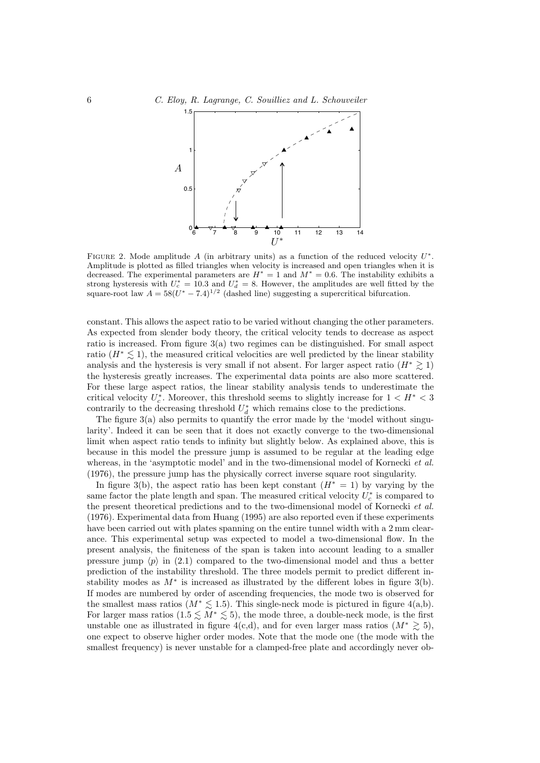FIGURE 2. Mode amplitude $A$ (in arbitrary units) as a function of the reduced velocity $U^*$. Amplitude is plotted as filled triangles when velocity is increased and open triangles when it is decreased. The experimental parameters are $H^* = 1$ and $M^* = 0.6$. The instability exhibits a strong hysteresis with $U_c^* = 10.3$ and $U_d^* = 8$. However, the amplitudes are well fitted by the square-root law $A = 58(U^* - 7.4)^{1/2}$ (dashed line) suggesting a supercritical bifurcation.

constant. This allows the aspect ratio to be varied without changing the other parameters. As expected from slender body theory, the critical velocity tends to decrease as aspect ratio is increased. From figure 3(a) two regimes can be distinguished. For small aspect ratio ($H^* \lesssim 1$), the measured critical velocities are well predicted by the linear stability analysis and the hysteresis is very small if not absent. For larger aspect ratio ($H^* \gtrsim 1$) the hysteresis greatly increases. The experimental data points are also more scattered. For these large aspect ratios, the linear stability analysis tends to underestimate the critical velocity $U_c^*$. Moreover, this threshold seems to slightly increase for $1 < H^* < 3$ contrarily to the decreasing threshold $U_d^*$ which remains close to the predictions.

The figure 3(a) also permits to quantify the error made by the 'model without singularity'. Indeed it can be seen that it does not exactly converge to the two-dimensional limit when aspect ratio tends to infinity but slightly below. As explained above, this is because in this model the pressure jump is assumed to be regular at the leading edge whereas, in the 'asymptotic model' and in the two-dimensional model of Kornecki *et al.* (1976), the pressure jump has the physically correct inverse square root singularity.

In figure 3(b), the aspect ratio has been kept constant ($H^* = 1$) by varying by the same factor the plate length and span. The measured critical velocity $U_c^*$ is compared to the present theoretical predictions and to the two-dimensional model of Kornecki *et al.* (1976). Experimental data from Huang (1995) are also reported even if these experiments have been carried out with plates spanning on the entire tunnel width with a 2 mm clearance. This experimental setup was expected to model a two-dimensional flow. In the present analysis, the finiteness of the span is taken into account leading to a smaller pressure jump $\langle p \rangle$ in (2.1) compared to the two-dimensional model and thus a better prediction of the instability threshold. The three models permit to predict different instability modes as $M^*$ is increased as illustrated by the different lobes in figure 3(b). If modes are numbered by order of ascending frequencies, the mode two is observed for the smallest mass ratios ($M^* \lesssim 1.5$). This single-neck mode is pictured in figure 4(a,b). For larger mass ratios ($1.5 \lesssim M^* \lesssim 5$), the mode three, a double-neck mode, is the first unstable one as illustrated in figure 4(c,d), and for even larger mass ratios ($M^* \gtrsim 5$), one expect to observe higher order modes. Note that the mode one (the mode with the smallest frequency) is never unstable for a clamped-free plate and accordingly never ob-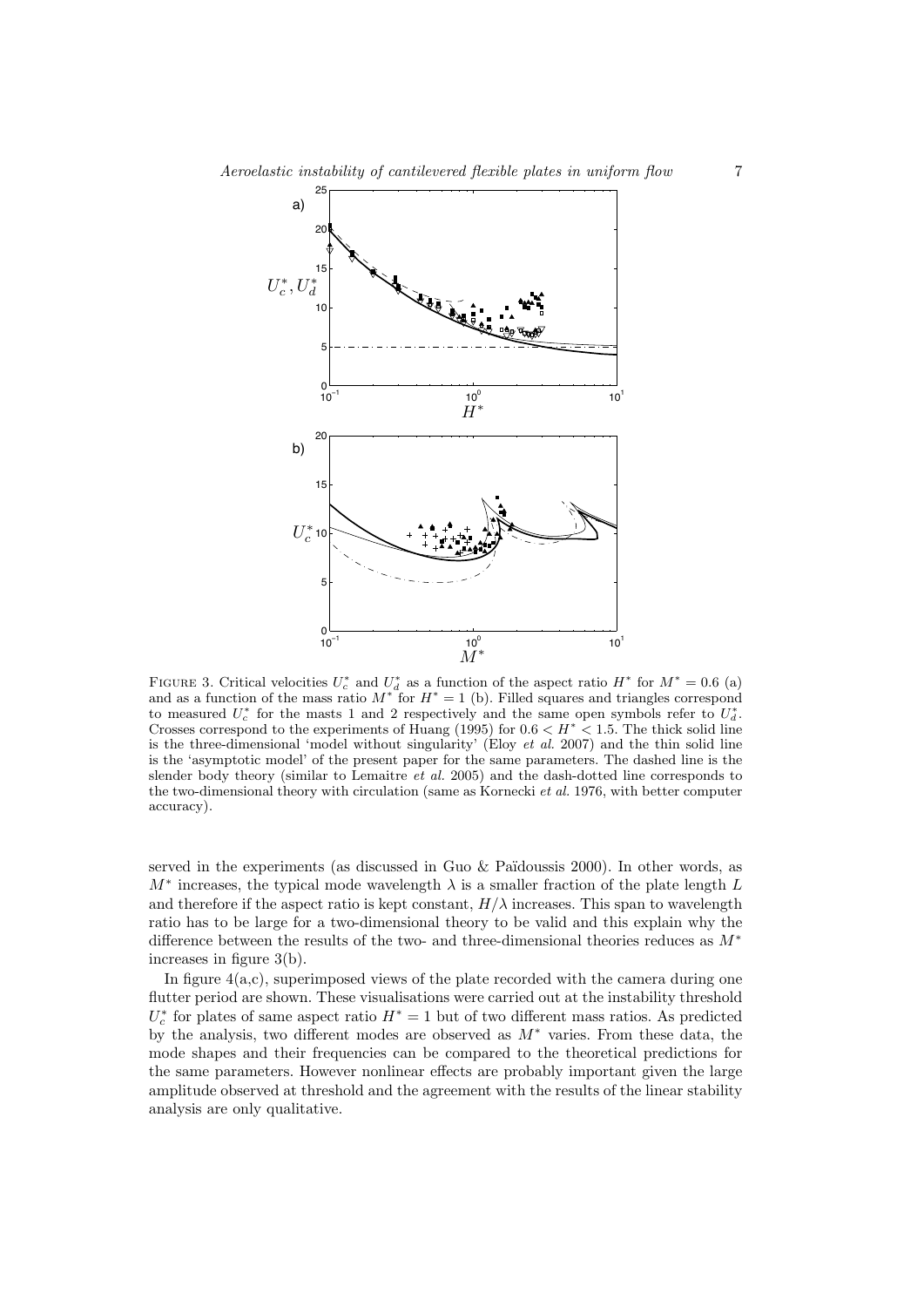FIGURE 3. Critical velocities $U_c^*$ and $U_d^*$ as a function of the aspect ratio $H^*$ for $M^* = 0.6$ (a) and as a function of the mass ratio $M^*$ for $H^* = 1$ (b). Filled squares and triangles correspond to measured $U_c^*$ for the masts 1 and 2 respectively and the same open symbols refer to $U_d^*$. Crosses correspond to the experiments of Huang (1995) for $0.6 < H^* < 1.5$. The thick solid line is the three-dimensional 'model without singularity' (Eloy *et al.* 2007) and the thin solid line is the 'asymptotic model' of the present paper for the same parameters. The dashed line is the slender body theory (similar to Lemaitre *et al.* 2005) and the dash-dotted line corresponds to the two-dimensional theory with circulation (same as Kornecki *et al.* 1976, with better computer accuracy).

served in the experiments (as discussed in Guo & Païdoussis 2000). In other words, as $M^*$ increases, the typical mode wavelength $\lambda$ is a smaller fraction of the plate length $L$ and therefore if the aspect ratio is kept constant, $H/\lambda$ increases. This span to wavelength ratio has to be large for a two-dimensional theory to be valid and this explain why the difference between the results of the two- and three-dimensional theories reduces as $M^*$ increases in figure 3(b).

In figure 4(a,c), superimposed views of the plate recorded with the camera during one flutter period are shown. These visualisations were carried out at the instability threshold $U_c^*$ for plates of same aspect ratio $H^* = 1$ but of two different mass ratios. As predicted by the analysis, two different modes are observed as $M^*$ varies. From these data, the mode shapes and their frequencies can be compared to the theoretical predictions for the same parameters. However nonlinear effects are probably important given the large amplitude observed at threshold and the agreement with the results of the linear stability analysis are only qualitative.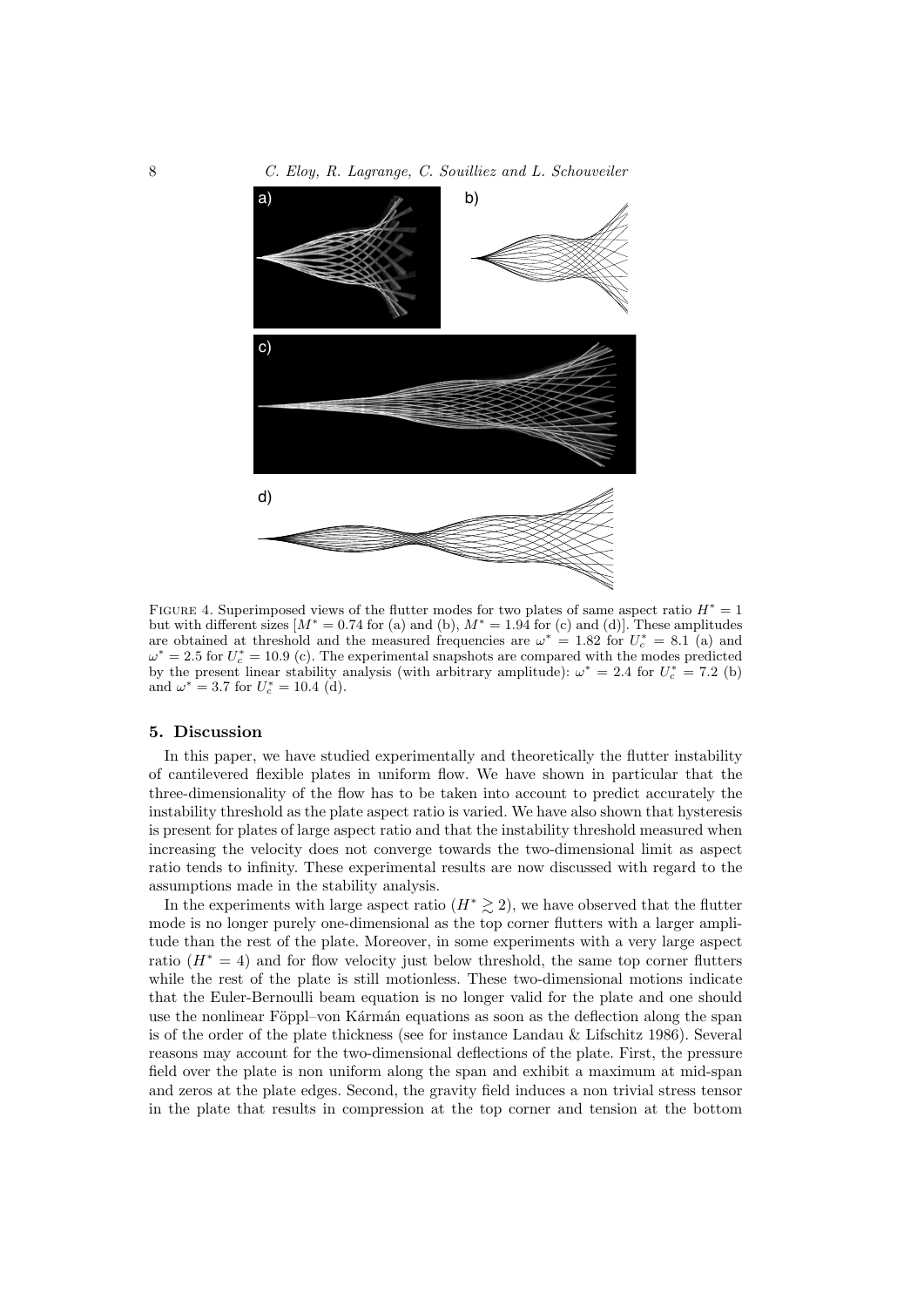FIGURE 4. Superimposed views of the flutter modes for two plates of same aspect ratio $H^* = 1$ but with different sizes [$M^* = 0.74$ for (a) and (b), $M^* = 1.94$ for (c) and (d)]. These amplitudes are obtained at threshold and the measured frequencies are $\omega^* = 1.82$ for $U_c^* = 8.1$ (a) and $\omega^* = 2.5$ for $U_c^* = 10.9$ (c). The experimental snapshots are compared with the modes predicted by the present linear stability analysis (with arbitrary amplitude): $\omega^* = 2.4$ for $U_c^* = 7.2$ (b) and $\omega^* = 3.7$ for $U_c^* = 10.4$ (d).

## 5. Discussion

In this paper, we have studied experimentally and theoretically the flutter instability of cantilevered flexible plates in uniform flow. We have shown in particular that the three-dimensionality of the flow has to be taken into account to predict accurately the instability threshold as the plate aspect ratio is varied. We have also shown that hysteresis is present for plates of large aspect ratio and that the instability threshold measured when increasing the velocity does not converge towards the two-dimensional limit as aspect ratio tends to infinity. These experimental results are now discussed with regard to the assumptions made in the stability analysis.

In the experiments with large aspect ratio ($H^* \gtrsim 2$), we have observed that the flutter mode is no longer purely one-dimensional as the top corner flutters with a larger amplitude than the rest of the plate. Moreover, in some experiments with a very large aspect ratio ($H^* = 4$) and for flow velocity just below threshold, the same top corner flutters while the rest of the plate is still motionless. These two-dimensional motions indicate that the Euler-Bernoulli beam equation is no longer valid for the plate and one should use the nonlinear Föppl–von Kármán equations as soon as the deflection along the span is of the order of the plate thickness (see for instance Landau & Lifschitz 1986). Several reasons may account for the two-dimensional deflections of the plate. First, the pressure field over the plate is non uniform along the span and exhibit a maximum at mid-span and zeros at the plate edges. Second, the gravity field induces a non trivial stress tensor in the plate that results in compression at the top corner and tension at the bottom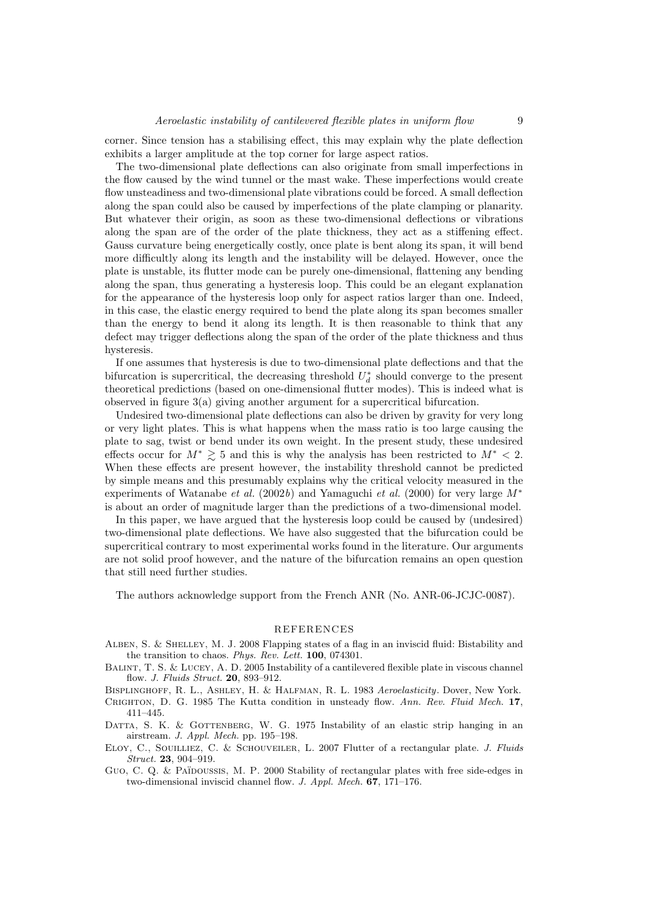corner. Since tension has a stabilising effect, this may explain why the plate deflection exhibits a larger amplitude at the top corner for large aspect ratios.

The two-dimensional plate deflections can also originate from small imperfections in the flow caused by the wind tunnel or the mast wake. These imperfections would create flow unsteadiness and two-dimensional plate vibrations could be forced. A small deflection along the span could also be caused by imperfections of the plate clamping or planarity. But whatever their origin, as soon as these two-dimensional deflections or vibrations along the span are of the order of the plate thickness, they act as a stiffening effect. Gauss curvature being energetically costly, once plate is bent along its span, it will bend more difficultly along its length and the instability will be delayed. However, once the plate is unstable, its flutter mode can be purely one-dimensional, flattening any bending along the span, thus generating a hysteresis loop. This could be an elegant explanation for the appearance of the hysteresis loop only for aspect ratios larger than one. Indeed, in this case, the elastic energy required to bend the plate along its span becomes smaller than the energy to bend it along its length. It is then reasonable to think that any defect may trigger deflections along the span of the order of the plate thickness and thus hysteresis.

If one assumes that hysteresis is due to two-dimensional plate deflections and that the bifurcation is supercritical, the decreasing threshold $U_d^*$ should converge to the present theoretical predictions (based on one-dimensional flutter modes). This is indeed what is observed in figure 3(a) giving another argument for a supercritical bifurcation.

Undesired two-dimensional plate deflections can also be driven by gravity for very long or very light plates. This is what happens when the mass ratio is too large causing the plate to sag, twist or bend under its own weight. In the present study, these undesired effects occur for $M^* \gtrsim 5$ and this is why the analysis has been restricted to $M^* < 2$. When these effects are present however, the instability threshold cannot be predicted by simple means and this presumably explains why the critical velocity measured in the experiments of Watanabe *et al.* (2002*b*) and Yamaguchi *et al.* (2000) for very large $M^*$ is about an order of magnitude larger than the predictions of a two-dimensional model.

In this paper, we have argued that the hysteresis loop could be caused by (undesired) two-dimensional plate deflections. We have also suggested that the bifurcation could be supercritical contrary to most experimental works found in the literature. Our arguments are not solid proof however, and the nature of the bifurcation remains an open question that still need further studies.

The authors acknowledge support from the French ANR (No. ANR-06-JCJC-0087).

## REFERENCES

Alben, S. & Shelley, M. J. 2008 Flapping states of a flag in an inviscid fluid: Bistability and the transition to chaos. *Phys. Rev. Lett.* **100**, 074301.

Balint, T. S. & Lucey, A. D. 2005 Instability of a cantilevered flexible plate in viscous channel flow. *J. Fluids Struct.* **20**, 893–912.

Bisplinghoff, R. L., Ashley, H. & Halfman, R. L. 1983 *Aeroelasticity*. Dover, New York.

Crighton, D. G. 1985 The Kutta condition in unsteady flow. *Ann. Rev. Fluid Mech.* **17**, 411–445.

Datta, S. K. & Gottenberg, W. G. 1975 Instability of an elastic strip hanging in an airstream. *J. Appl. Mech.* pp. 195–198.

Eloy, C., Souilliez, C. & Schouveiler, L. 2007 Flutter of a rectangular plate. *J. Fluids Struct.* **23**, 904–919.

Guo, C. Q. & Païdoussis, M. P. 2000 Stability of rectangular plates with free side-edges in two-dimensional inviscid channel flow. *J. Appl. Mech.* **67**, 171–176.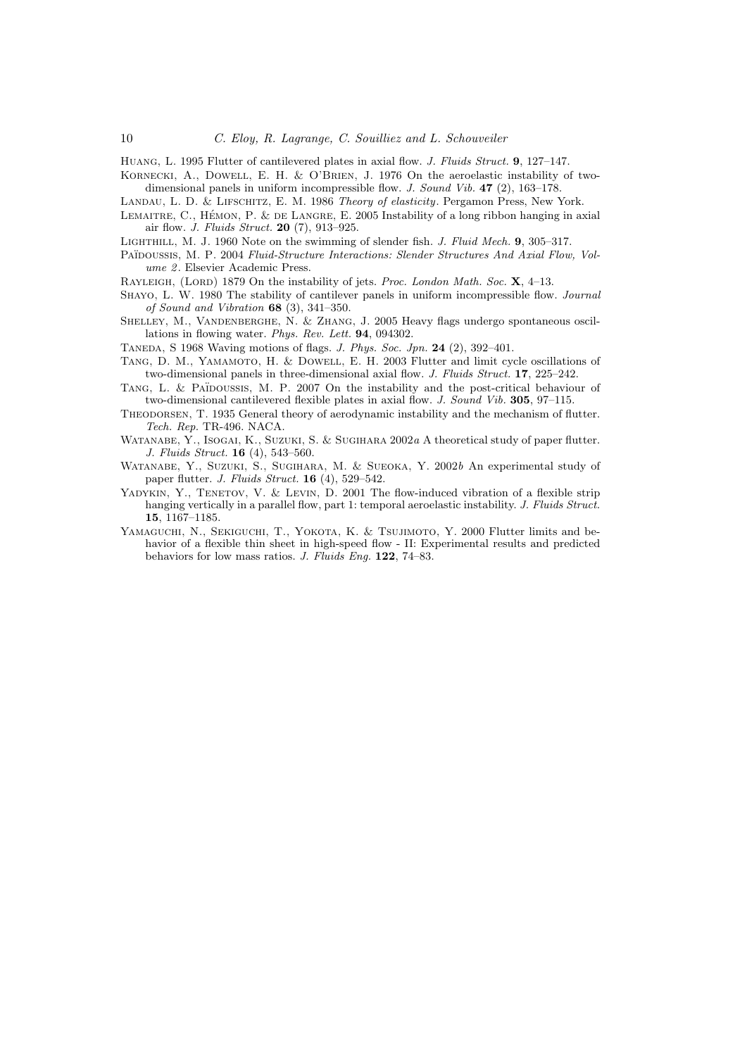Huang, L. 1995 Flutter of cantilevered plates in axial flow. *J. Fluids Struct.* **9**, 127–147.

Kornecki, A., Dowell, E. H. & O'Brien, J. 1976 On the aeroelastic instability of two-dimensional panels in uniform incompressible flow. *J. Sound Vib.* **47** (2), 163–178.

Landau, L. D. & Lifschitz, E. M. 1986 *Theory of elasticity*. Pergamon Press, New York.

Lemaitre, C., Hémon, P. & de Langre, E. 2005 Instability of a long ribbon hanging in axial air flow. *J. Fluids Struct.* **20** (7), 913–925.

Lighthill, M. J. 1960 Note on the swimming of slender fish. *J. Fluid Mech.* **9**, 305–317.

Païdoussis, M. P. 2004 *Fluid-Structure Interactions: Slender Structures And Axial Flow, Volume 2*. Elsevier Academic Press.

Rayleigh, (Lord) 1879 On the instability of jets. *Proc. London Math. Soc.* **X**, 4–13.

Shayo, L. W. 1980 The stability of cantilever panels in uniform incompressible flow. *Journal of Sound and Vibration* **68** (3), 341–350.

Shelley, M., Vandenberghe, N. & Zhang, J. 2005 Heavy flags undergo spontaneous oscillations in flowing water. *Phys. Rev. Lett.* **94**, 094302.

Taneda, S 1968 Waving motions of flags. *J. Phys. Soc. Jpn.* **24** (2), 392–401.

Tang, D. M., Yamamoto, H. & Dowell, E. H. 2003 Flutter and limit cycle oscillations of two-dimensional panels in three-dimensional axial flow. *J. Fluids Struct.* **17**, 225–242.

Tang, L. & Païdoussis, M. P. 2007 On the instability and the post-critical behaviour of two-dimensional cantilevered flexible plates in axial flow. *J. Sound Vib.* **305**, 97–115.

Theodorsen, T. 1935 General theory of aerodynamic instability and the mechanism of flutter. *Tech. Rep.* TR-496. NACA.

Watanabe, Y., Isogai, K., Suzuki, S. & Sugihara 2002*a* A theoretical study of paper flutter. *J. Fluids Struct.* **16** (4), 543–560.

Watanabe, Y., Suzuki, S., Sugihara, M. & Sueoka, Y. 2002*b* An experimental study of paper flutter. *J. Fluids Struct.* **16** (4), 529–542.

Yadykin, Y., Tenetov, V. & Levin, D. 2001 The flow-induced vibration of a flexible strip hanging vertically in a parallel flow, part 1: temporal aeroelastic instability. *J. Fluids Struct.* **15**, 1167–1185.

Yamaguchi, N., Sekiguchi, T., Yokota, K. & Tsujimoto, Y. 2000 Flutter limits and behavior of a flexible thin sheet in high-speed flow - II: Experimental results and predicted behaviors for low mass ratios. *J. Fluids Eng.* **122**, 74–83.